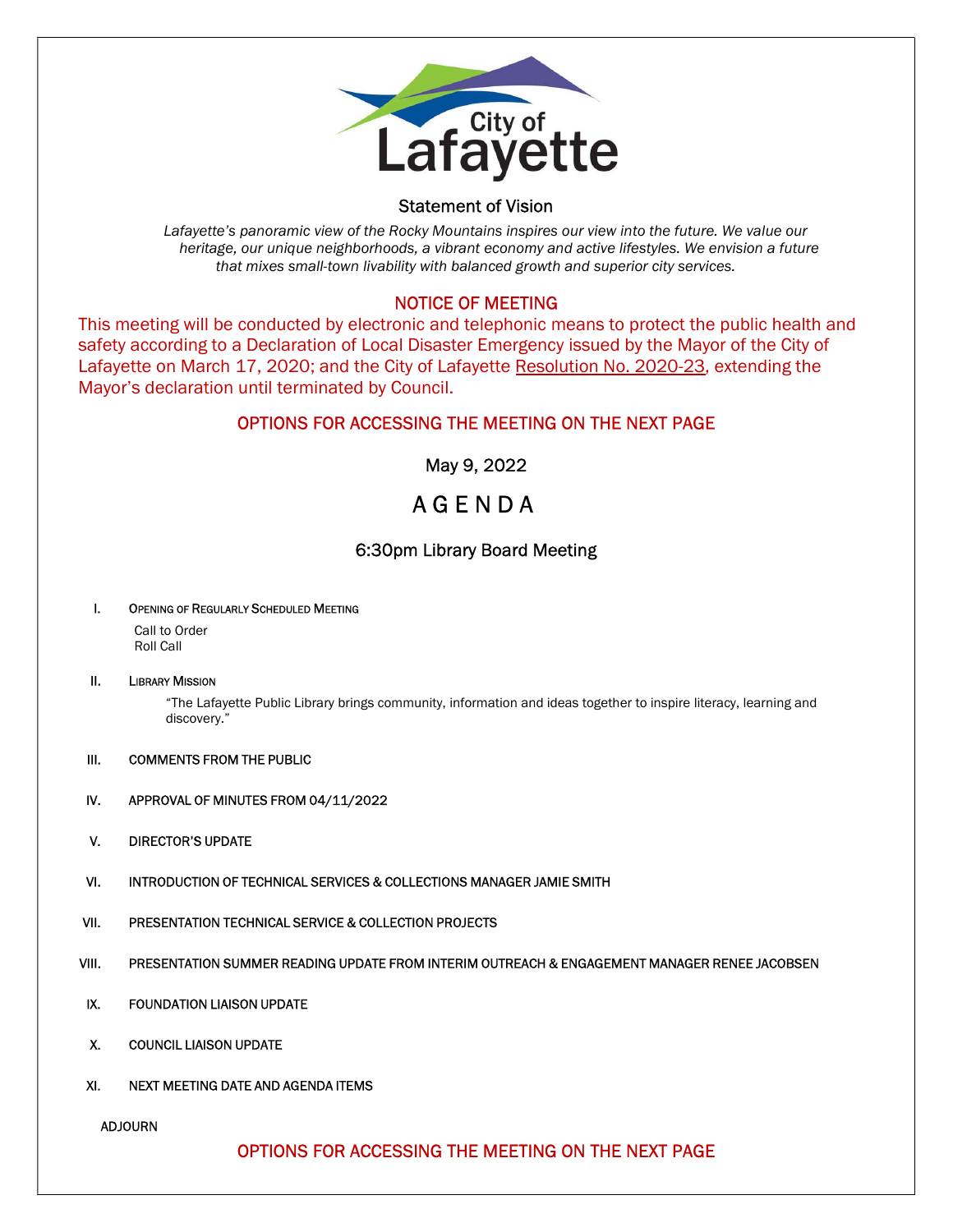City of Lafayette

## Statement of Vision

*Lafayette's panoramic view of the Rocky Mountains inspires our view into the future. We value our heritage, our unique neighborhoods, a vibrant economy and active lifestyles. We envision a future that mixes small-town livability with balanced growth and superior city services.*

## NOTICE OF MEETING

This meeting will be conducted by electronic and telephonic means to protect the public health and safety according to a Declaration of Local Disaster Emergency issued by the Mayor of the City of Lafayette on March 17, 2020; and the City of Lafayette Resolution No. 2020-23, extending the Mayor's declaration until terminated by Council.

**OPTIONS FOR ACCESSING THE MEETING ON THE NEXT PAGE**

May 9, 2022

# A G E N D A

## 6:30pm Library Board Meeting

I. OPENING OF REGULARLY SCHEDULED MEETING
   Call to Order
   Roll Call

II. LIBRARY MISSION
   "The Lafayette Public Library brings community, information and ideas together to inspire literacy, learning and discovery."

III. COMMENTS FROM THE PUBLIC

IV. APPROVAL OF MINUTES FROM 04/11/2022

V. DIRECTOR'S UPDATE

VI. INTRODUCTION OF TECHNICAL SERVICES & COLLECTIONS MANAGER JAMIE SMITH

VII. PRESENTATION TECHNICAL SERVICE & COLLECTION PROJECTS

VIII. PRESENTATION SUMMER READING UPDATE FROM INTERIM OUTREACH & ENGAGEMENT MANAGER RENEE JACOBSEN

IX. FOUNDATION LIAISON UPDATE

X. COUNCIL LIAISON UPDATE

XI. NEXT MEETING DATE AND AGENDA ITEMS

ADJOURN

**OPTIONS FOR ACCESSING THE MEETING ON THE NEXT PAGE**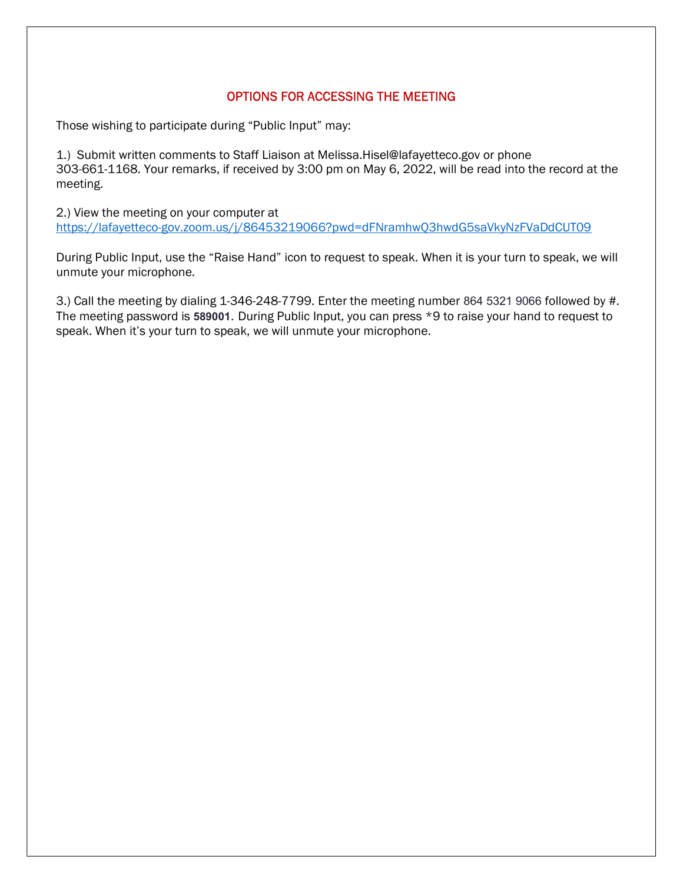## OPTIONS FOR ACCESSING THE MEETING

Those wishing to participate during "Public Input" may:

1.) Submit written comments to Staff Liaison at Melissa.Hisel@lafayetteco.gov or phone 303-661-1168. Your remarks, if received by 3:00 pm on May 6, 2022, will be read into the record at the meeting.

2.) View the meeting on your computer at
https://lafayetteco-gov.zoom.us/j/86453219066?pwd=dFNramhwQ3hwdG5saVkyNzFVaDdCUT09

During Public Input, use the "Raise Hand" icon to request to speak. When it is your turn to speak, we will unmute your microphone.

3.) Call the meeting by dialing 1-346-248-7799. Enter the meeting number 864 5321 9066 followed by #. The meeting password is **589001**. During Public Input, you can press *9 to raise your hand to request to speak. When it's your turn to speak, we will unmute your microphone.